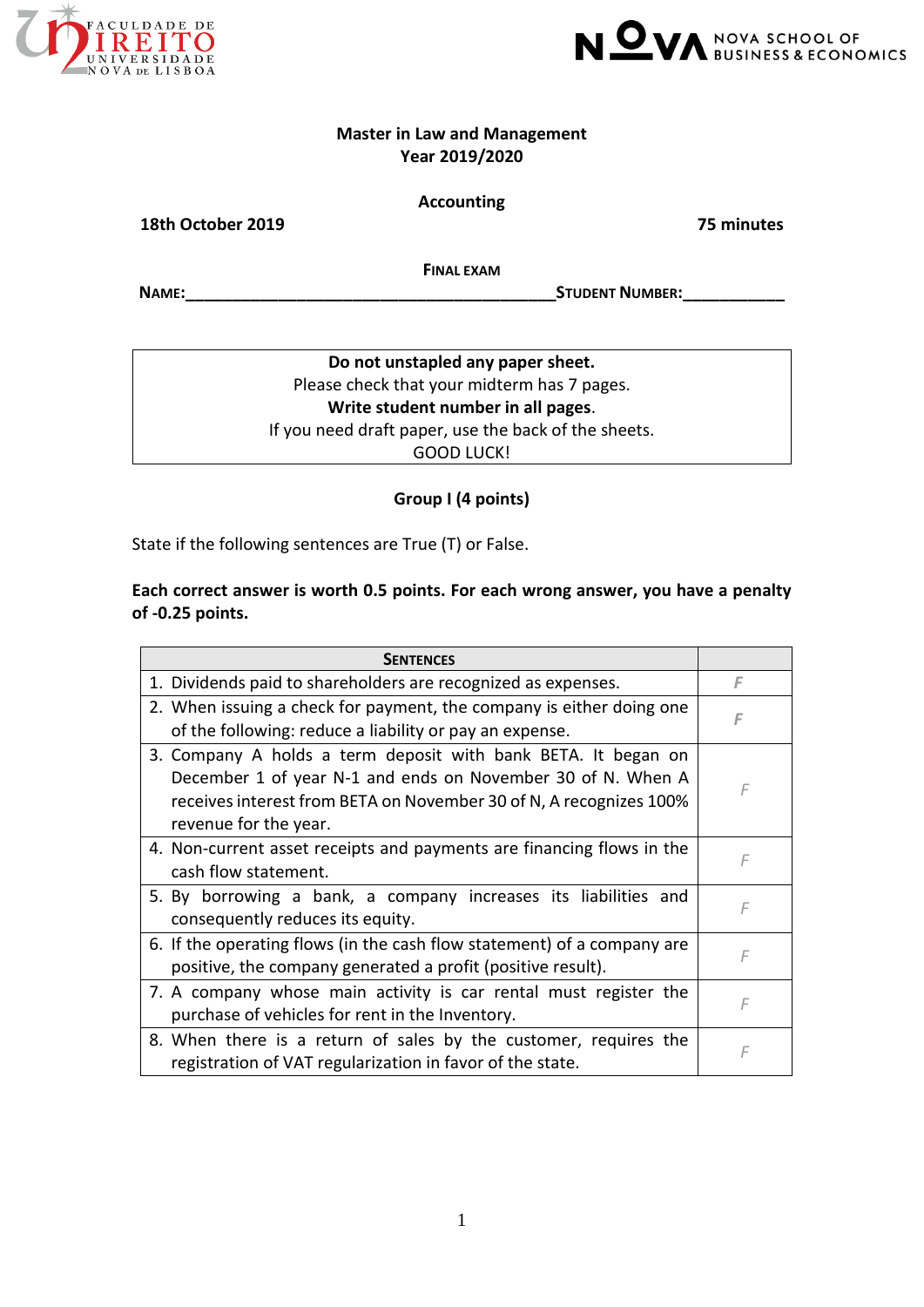**Master in Law and Management**
**Year 2019/2020**

**Accounting**

**18th October 2019** **75 minutes**

**FINAL EXAM**

**NAME:**\_\_\_\_\_\_\_\_\_\_\_\_\_\_\_\_\_\_\_\_\_\_\_\_\_\_\_\_\_\_\_\_\_\_\_\_\_\_\_\_\_\_**STUDENT NUMBER:**\_\_\_\_\_\_\_\_\_\_\_

**Do not unstapled any paper sheet.**
Please check that your midterm has 7 pages.
**Write student number in all pages**.
If you need draft paper, use the back of the sheets.
GOOD LUCK!

## Group I (4 points)

State if the following sentences are True (T) or False.

**Each correct answer is worth 0.5 points. For each wrong answer, you have a penalty of -0.25 points.**

| **SENTENCES** | |
|---|---|
| 1. Dividends paid to shareholders are recognized as expenses. | *F* |
| 2. When issuing a check for payment, the company is either doing one of the following: reduce a liability or pay an expense. | *F* |
| 3. Company A holds a term deposit with bank BETA. It began on December 1 of year N-1 and ends on November 30 of N. When A receives interest from BETA on November 30 of N, A recognizes 100% revenue for the year. | *F* |
| 4. Non-current asset receipts and payments are financing flows in the cash flow statement. | *F* |
| 5. By borrowing a bank, a company increases its liabilities and consequently reduces its equity. | *F* |
| 6. If the operating flows (in the cash flow statement) of a company are positive, the company generated a profit (positive result). | *F* |
| 7. A company whose main activity is car rental must register the purchase of vehicles for rent in the Inventory. | *F* |
| 8. When there is a return of sales by the customer, requires the registration of VAT regularization in favor of the state. | *F* |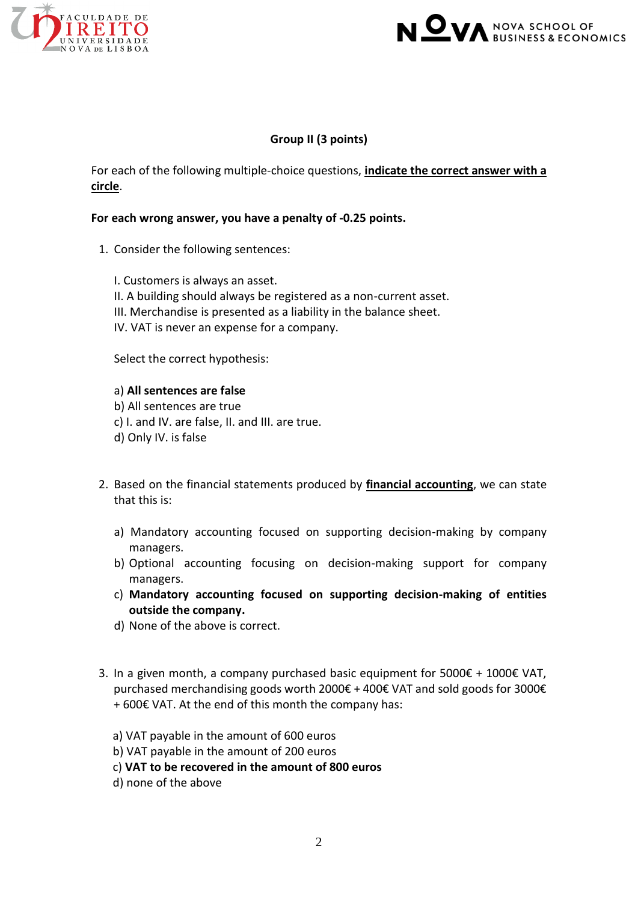**Group II (3 points)**

For each of the following multiple-choice questions, **indicate the correct answer with a circle**.

**For each wrong answer, you have a penalty of -0.25 points.**

1. Consider the following sentences:

   I. Customers is always an asset.
   II. A building should always be registered as a non-current asset.
   III. Merchandise is presented as a liability in the balance sheet.
   IV. VAT is never an expense for a company.

   Select the correct hypothesis:

   a) **All sentences are false**
   b) All sentences are true
   c) I. and IV. are false, II. and III. are true.
   d) Only IV. is false

2. Based on the financial statements produced by **financial accounting**, we can state that this is:

   a) Mandatory accounting focused on supporting decision-making by company managers.
   b) Optional accounting focusing on decision-making support for company managers.
   c) **Mandatory accounting focused on supporting decision-making of entities outside the company.**
   d) None of the above is correct.

3. In a given month, a company purchased basic equipment for 5000€ + 1000€ VAT, purchased merchandising goods worth 2000€ + 400€ VAT and sold goods for 3000€ + 600€ VAT. At the end of this month the company has:

   a) VAT payable in the amount of 600 euros
   b) VAT payable in the amount of 200 euros
   c) **VAT to be recovered in the amount of 800 euros**
   d) none of the above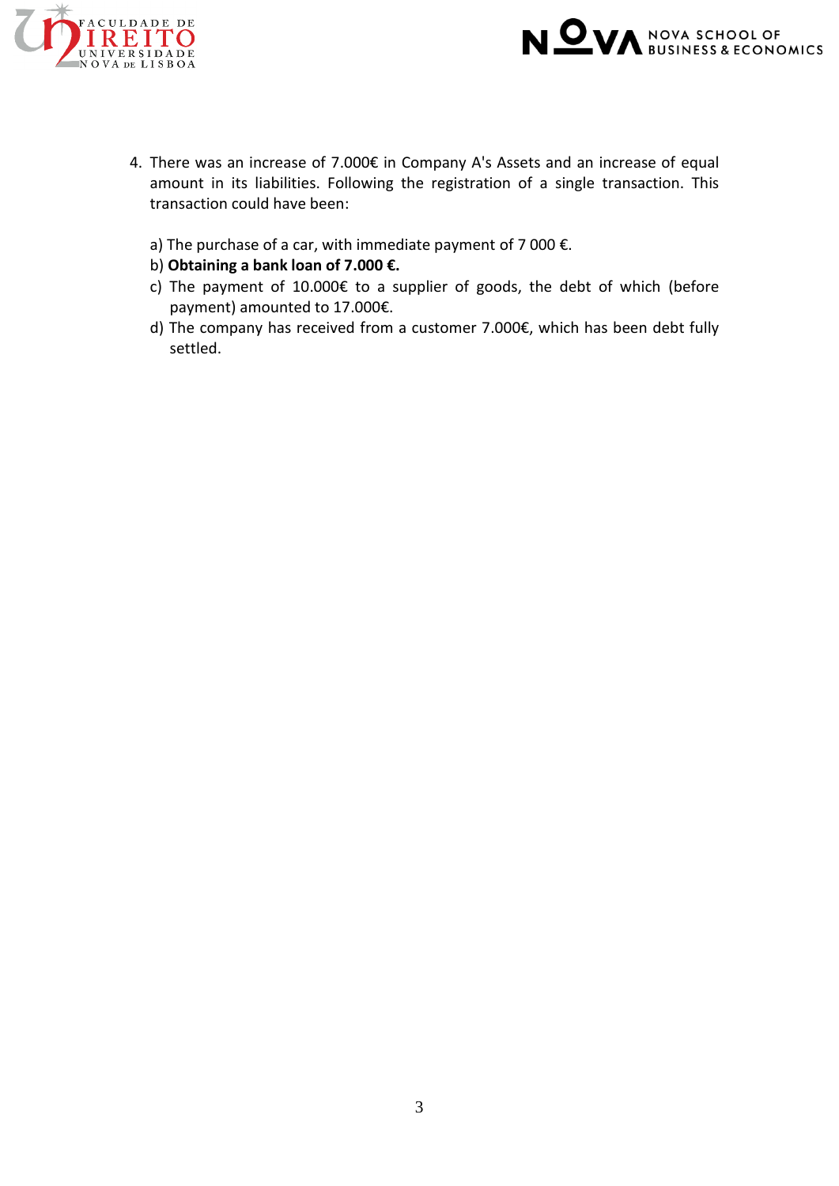4. There was an increase of 7.000€ in Company A's Assets and an increase of equal amount in its liabilities. Following the registration of a single transaction. This transaction could have been:

   a) The purchase of a car, with immediate payment of 7 000 €.
   b) **Obtaining a bank loan of 7.000 €.**
   c) The payment of 10.000€ to a supplier of goods, the debt of which (before payment) amounted to 17.000€.
   d) The company has received from a customer 7.000€, which has been debt fully settled.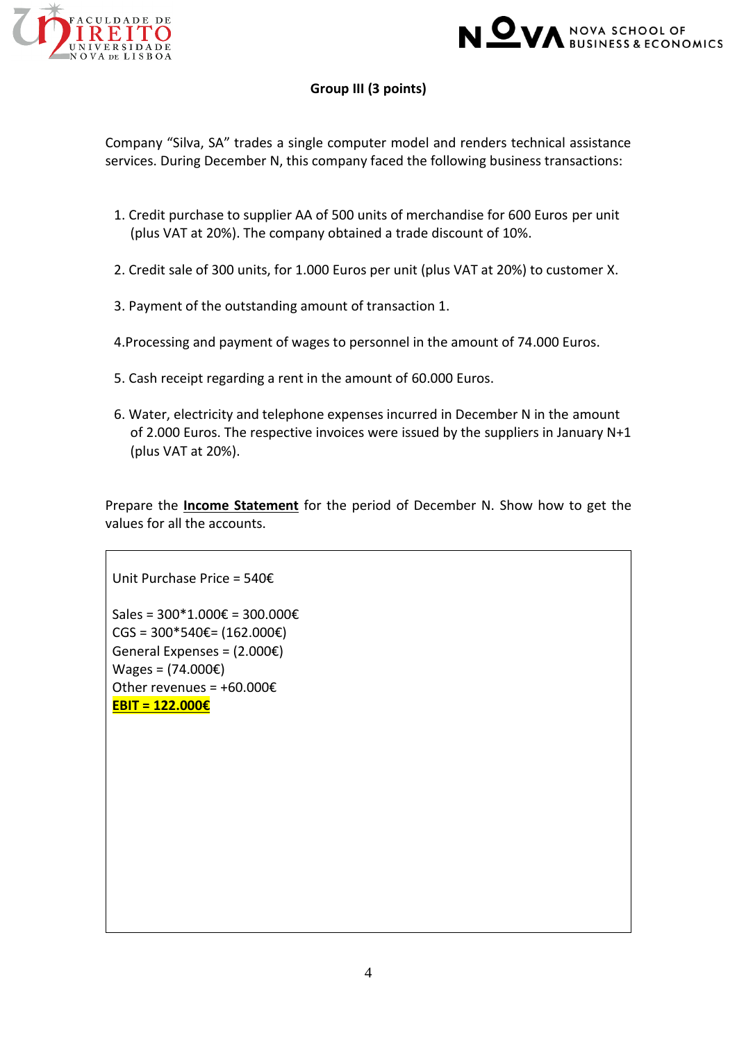## Group III (3 points)

Company "Silva, SA" trades a single computer model and renders technical assistance services. During December N, this company faced the following business transactions:

1. Credit purchase to supplier AA of 500 units of merchandise for 600 Euros per unit (plus VAT at 20%). The company obtained a trade discount of 10%.

2. Credit sale of 300 units, for 1.000 Euros per unit (plus VAT at 20%) to customer X.

3. Payment of the outstanding amount of transaction 1.

4. Processing and payment of wages to personnel in the amount of 74.000 Euros.

5. Cash receipt regarding a rent in the amount of 60.000 Euros.

6. Water, electricity and telephone expenses incurred in December N in the amount of 2.000 Euros. The respective invoices were issued by the suppliers in January N+1 (plus VAT at 20%).

Prepare the **Income Statement** for the period of December N. Show how to get the values for all the accounts.

Unit Purchase Price = 540€

Sales = 300*1.000€ = 300.000€
CGS = 300*540€= (162.000€)
General Expenses = (2.000€)
Wages = (74.000€)
Other revenues = +60.000€
**EBIT = 122.000€**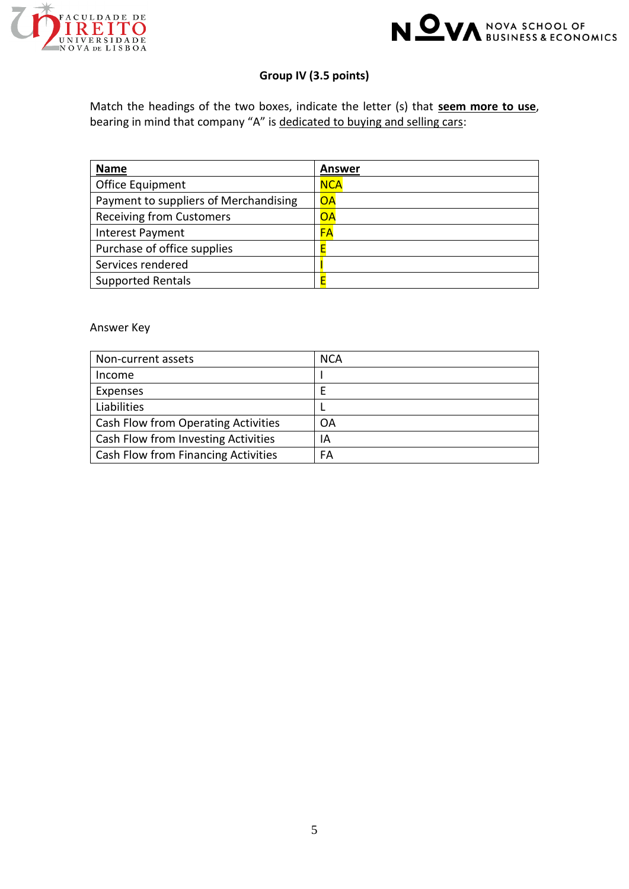**Group IV (3.5 points)**

Match the headings of the two boxes, indicate the letter (s) that **seem more to use**, bearing in mind that company "A" is dedicated to buying and selling cars:

| **Name** | **Answer** |
|---|---|
| Office Equipment | NCA |
| Payment to suppliers of Merchandising | OA |
| Receiving from Customers | OA |
| Interest Payment | FA |
| Purchase of office supplies | E |
| Services rendered | I |
| Supported Rentals | E |

Answer Key

| | |
|---|---|
| Non-current assets | NCA |
| Income | I |
| Expenses | E |
| Liabilities | L |
| Cash Flow from Operating Activities | OA |
| Cash Flow from Investing Activities | IA |
| Cash Flow from Financing Activities | FA |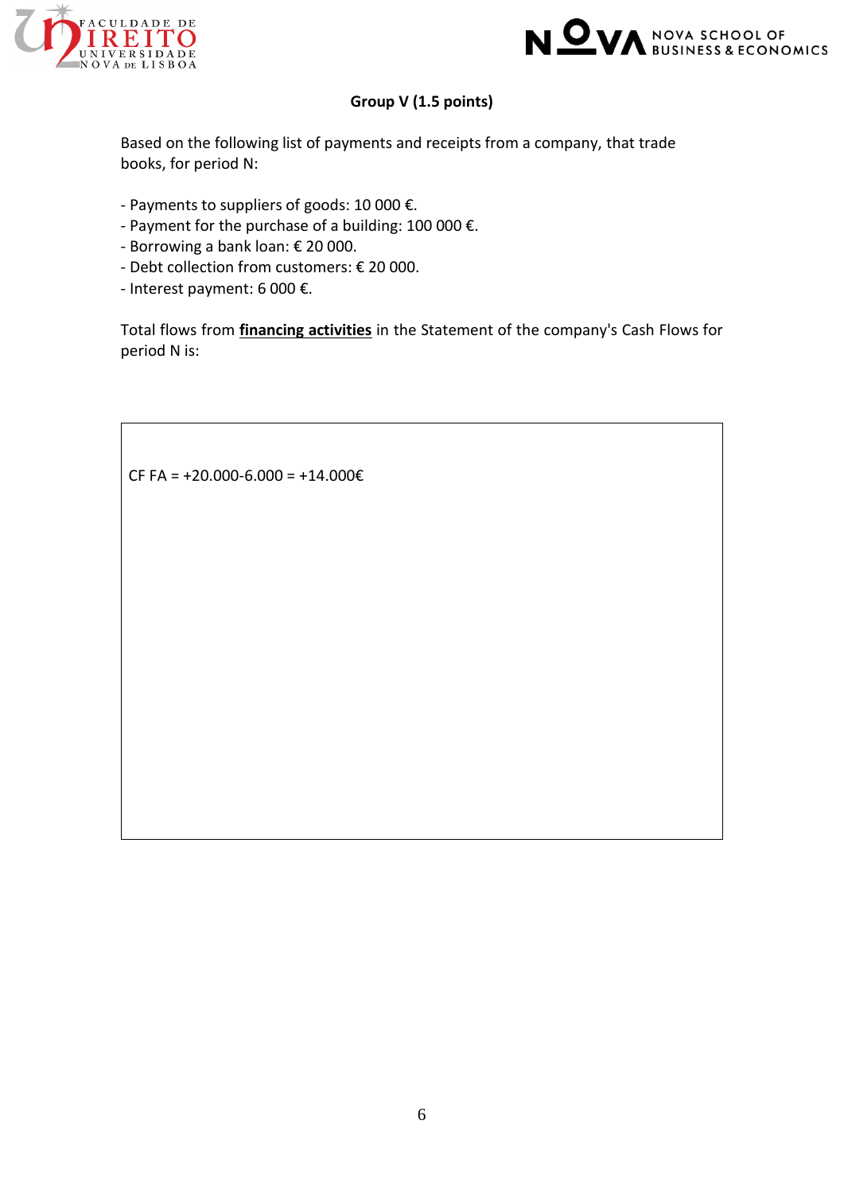**Group V (1.5 points)**

Based on the following list of payments and receipts from a company, that trade books, for period N:

- Payments to suppliers of goods: 10 000 €.
- Payment for the purchase of a building: 100 000 €.
- Borrowing a bank loan: € 20 000.
- Debt collection from customers: € 20 000.
- Interest payment: 6 000 €.

Total flows from **financing activities** in the Statement of the company's Cash Flows for period N is:

CF FA = +20.000-6.000 = +14.000€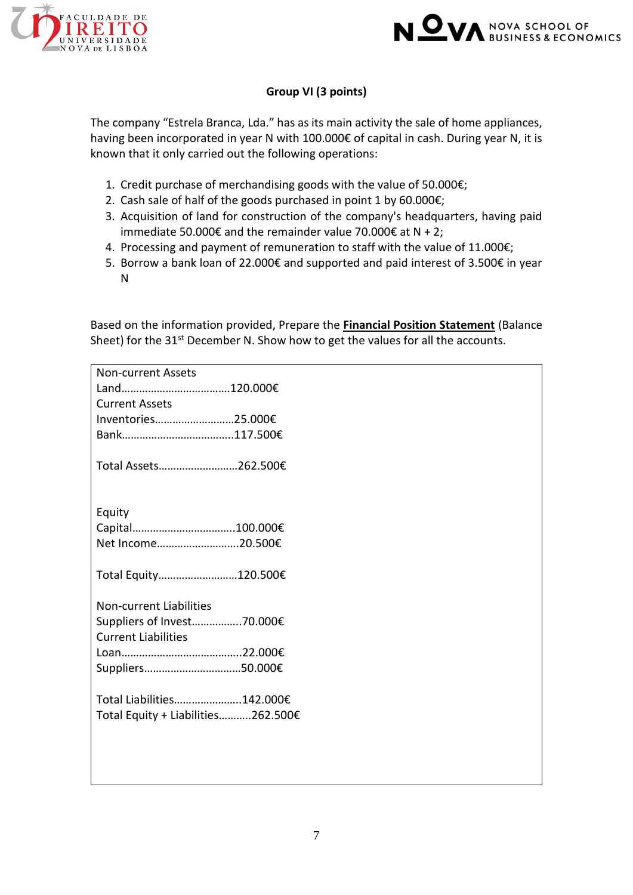**Group VI (3 points)**

The company "Estrela Branca, Lda." has as its main activity the sale of home appliances, having been incorporated in year N with 100.000€ of capital in cash. During year N, it is known that it only carried out the following operations:

1. Credit purchase of merchandising goods with the value of 50.000€;
2. Cash sale of half of the goods purchased in point 1 by 60.000€;
3. Acquisition of land for construction of the company's headquarters, having paid immediate 50.000€ and the remainder value 70.000€ at N + 2;
4. Processing and payment of remuneration to staff with the value of 11.000€;
5. Borrow a bank loan of 22.000€ and supported and paid interest of 3.500€ in year N

Based on the information provided, Prepare the **Financial Position Statement** (Balance Sheet) for the 31st December N. Show how to get the values for all the accounts.

Non-current Assets
Land……………………………….120.000€
Current Assets
Inventories………………………25.000€
Bank………………………………..117.500€

Total Assets………………………262.500€

Equity
Capital……………………………..100.000€
Net Income………………………20.500€

Total Equity………………………120.500€

Non-current Liabilities
Suppliers of Invest……………..70.000€
Current Liabilities
Loan…………………………………..22.000€
Suppliers……………………………50.000€

Total Liabilities…………………..142.000€
Total Equity + Liabilities………..262.500€